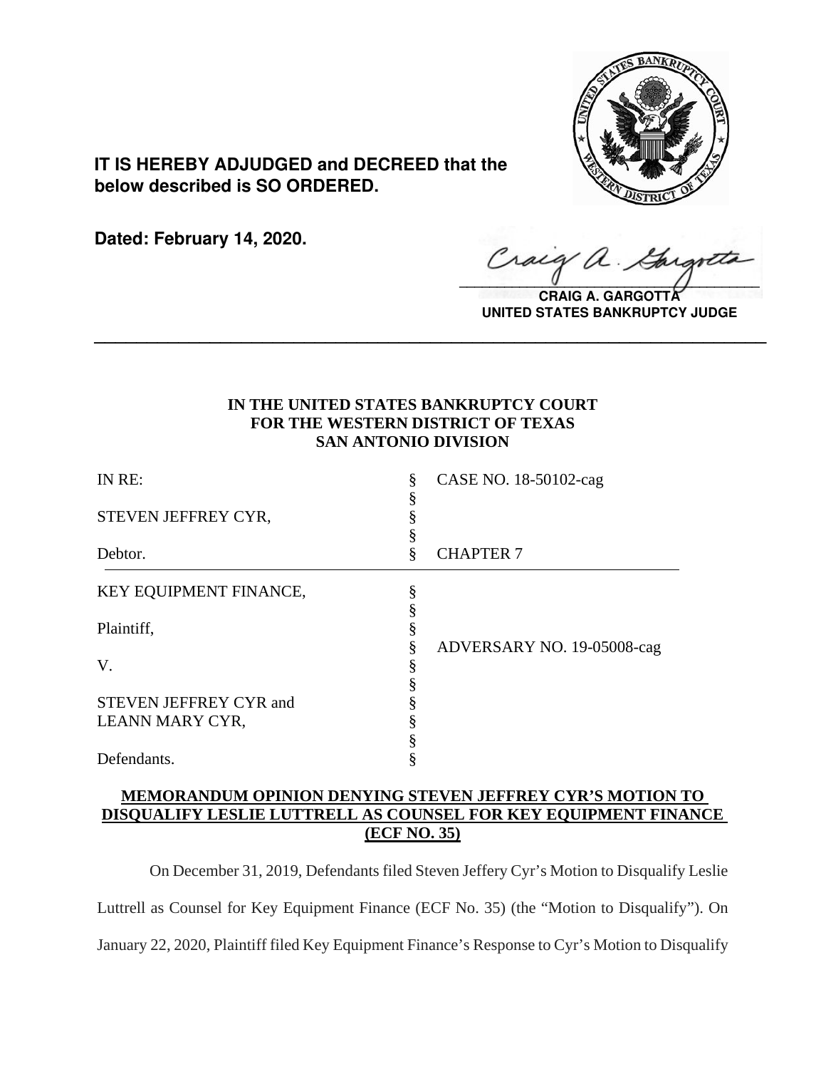**IT IS HEREBY ADJUDGED and DECREED that the below described is SO ORDERED.**

**Dated: February 14, 2020.**

**CRAIG A. GARGOTTA**
**UNITED STATES BANKRUPTCY JUDGE**

---

**IN THE UNITED STATES BANKRUPTCY COURT**
**FOR THE WESTERN DISTRICT OF TEXAS**
**SAN ANTONIO DIVISION**

| | | |
|---|---|---|
| IN RE: | § | CASE NO. 18-50102-cag |
| | § | |
| STEVEN JEFFREY CYR, | § | |
| | § | |
| Debtor. | § | CHAPTER 7 |

| | | |
|---|---|---|
| KEY EQUIPMENT FINANCE, | § | |
| | § | |
| Plaintiff, | § | |
| | § | ADVERSARY NO. 19-05008-cag |
| V. | § | |
| | § | |
| STEVEN JEFFREY CYR and | § | |
| LEANN MARY CYR, | § | |
| | § | |
| Defendants. | § | |

**MEMORANDUM OPINION DENYING STEVEN JEFFREY CYR'S MOTION TO DISQUALIFY LESLIE LUTTRELL AS COUNSEL FOR KEY EQUIPMENT FINANCE (ECF NO. 35)**

On December 31, 2019, Defendants filed Steven Jeffery Cyr's Motion to Disqualify Leslie Luttrell as Counsel for Key Equipment Finance (ECF No. 35) (the "Motion to Disqualify"). On January 22, 2020, Plaintiff filed Key Equipment Finance's Response to Cyr's Motion to Disqualify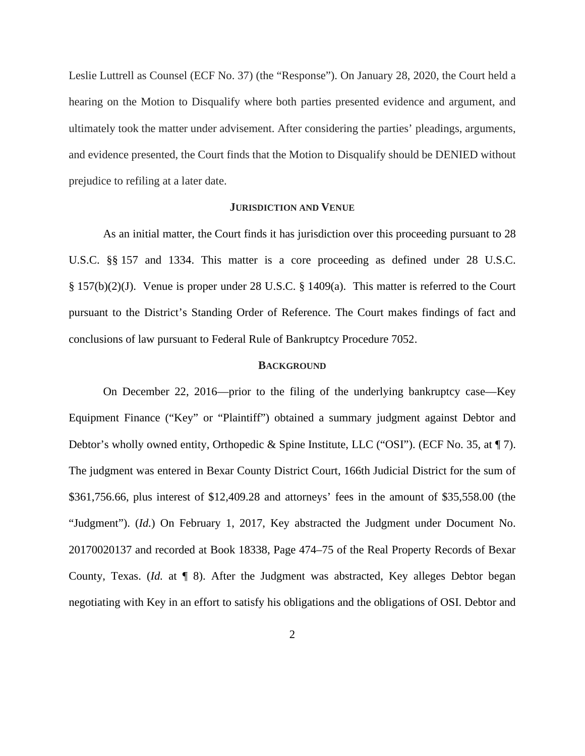Leslie Luttrell as Counsel (ECF No. 37) (the "Response"). On January 28, 2020, the Court held a hearing on the Motion to Disqualify where both parties presented evidence and argument, and ultimately took the matter under advisement. After considering the parties' pleadings, arguments, and evidence presented, the Court finds that the Motion to Disqualify should be DENIED without prejudice to refiling at a later date.

## JURISDICTION AND VENUE

As an initial matter, the Court finds it has jurisdiction over this proceeding pursuant to 28 U.S.C. §§ 157 and 1334. This matter is a core proceeding as defined under 28 U.S.C. § 157(b)(2)(J). Venue is proper under 28 U.S.C. § 1409(a). This matter is referred to the Court pursuant to the District's Standing Order of Reference. The Court makes findings of fact and conclusions of law pursuant to Federal Rule of Bankruptcy Procedure 7052.

## BACKGROUND

On December 22, 2016—prior to the filing of the underlying bankruptcy case—Key Equipment Finance ("Key" or "Plaintiff") obtained a summary judgment against Debtor and Debtor's wholly owned entity, Orthopedic & Spine Institute, LLC ("OSI"). (ECF No. 35, at ¶ 7). The judgment was entered in Bexar County District Court, 166th Judicial District for the sum of $361,756.66, plus interest of $12,409.28 and attorneys' fees in the amount of $35,558.00 (the "Judgment"). (*Id.*) On February 1, 2017, Key abstracted the Judgment under Document No. 20170020137 and recorded at Book 18338, Page 474–75 of the Real Property Records of Bexar County, Texas. (*Id.* at ¶ 8). After the Judgment was abstracted, Key alleges Debtor began negotiating with Key in an effort to satisfy his obligations and the obligations of OSI. Debtor and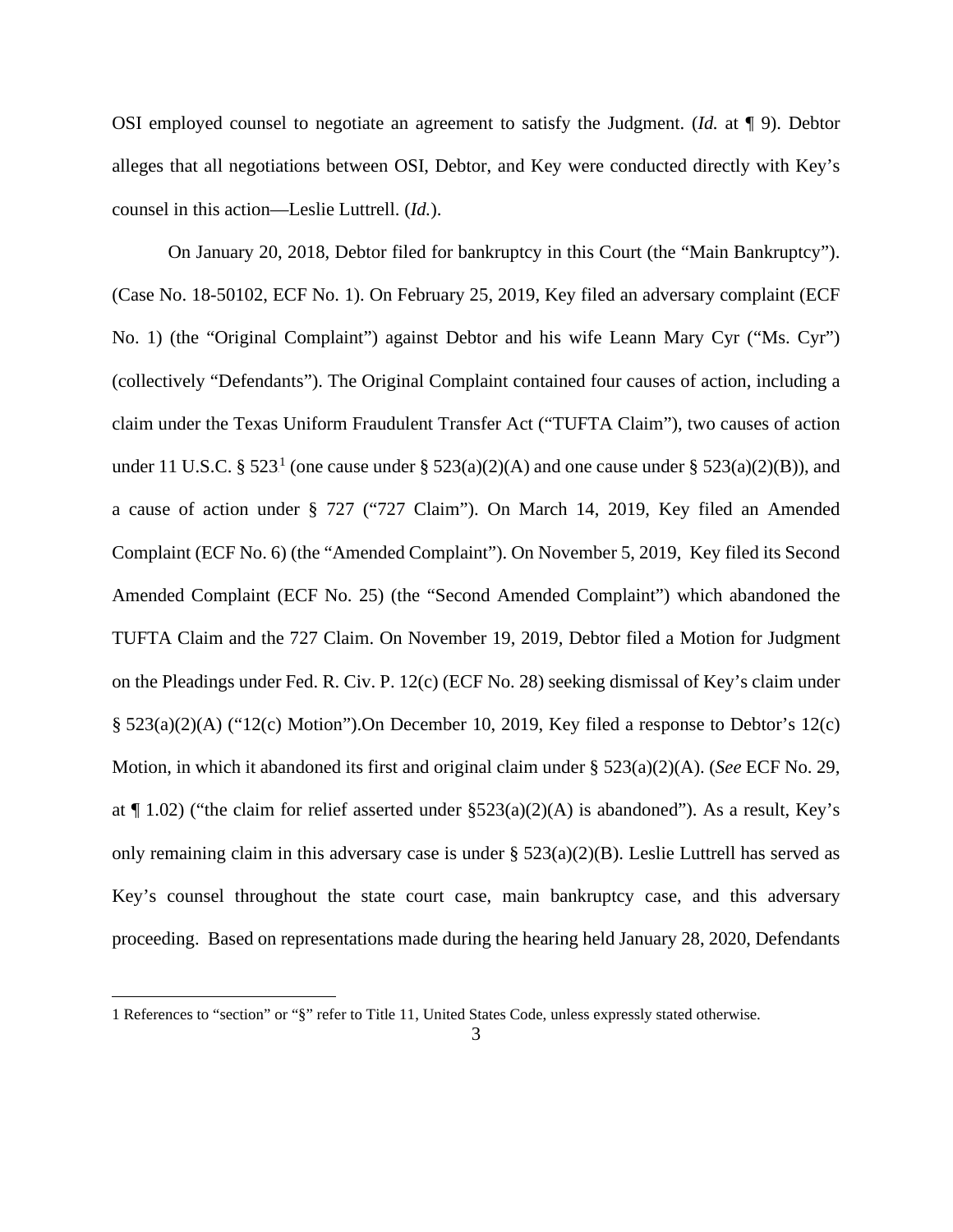OSI employed counsel to negotiate an agreement to satisfy the Judgment. (*Id.* at ¶ 9). Debtor alleges that all negotiations between OSI, Debtor, and Key were conducted directly with Key's counsel in this action—Leslie Luttrell. (*Id.*).

On January 20, 2018, Debtor filed for bankruptcy in this Court (the "Main Bankruptcy"). (Case No. 18-50102, ECF No. 1). On February 25, 2019, Key filed an adversary complaint (ECF No. 1) (the "Original Complaint") against Debtor and his wife Leann Mary Cyr ("Ms. Cyr") (collectively "Defendants"). The Original Complaint contained four causes of action, including a claim under the Texas Uniform Fraudulent Transfer Act ("TUFTA Claim"), two causes of action under 11 U.S.C. § 523[1] (one cause under § 523(a)(2)(A) and one cause under § 523(a)(2)(B)), and a cause of action under § 727 ("727 Claim"). On March 14, 2019, Key filed an Amended Complaint (ECF No. 6) (the "Amended Complaint"). On November 5, 2019, Key filed its Second Amended Complaint (ECF No. 25) (the "Second Amended Complaint") which abandoned the TUFTA Claim and the 727 Claim. On November 19, 2019, Debtor filed a Motion for Judgment on the Pleadings under Fed. R. Civ. P. 12(c) (ECF No. 28) seeking dismissal of Key's claim under § 523(a)(2)(A) ("12(c) Motion").On December 10, 2019, Key filed a response to Debtor's 12(c) Motion, in which it abandoned its first and original claim under § 523(a)(2)(A). (*See* ECF No. 29, at ¶ 1.02) ("the claim for relief asserted under §523(a)(2)(A) is abandoned"). As a result, Key's only remaining claim in this adversary case is under § 523(a)(2)(B). Leslie Luttrell has served as Key's counsel throughout the state court case, main bankruptcy case, and this adversary proceeding. Based on representations made during the hearing held January 28, 2020, Defendants

---

1 References to "section" or "§" refer to Title 11, United States Code, unless expressly stated otherwise.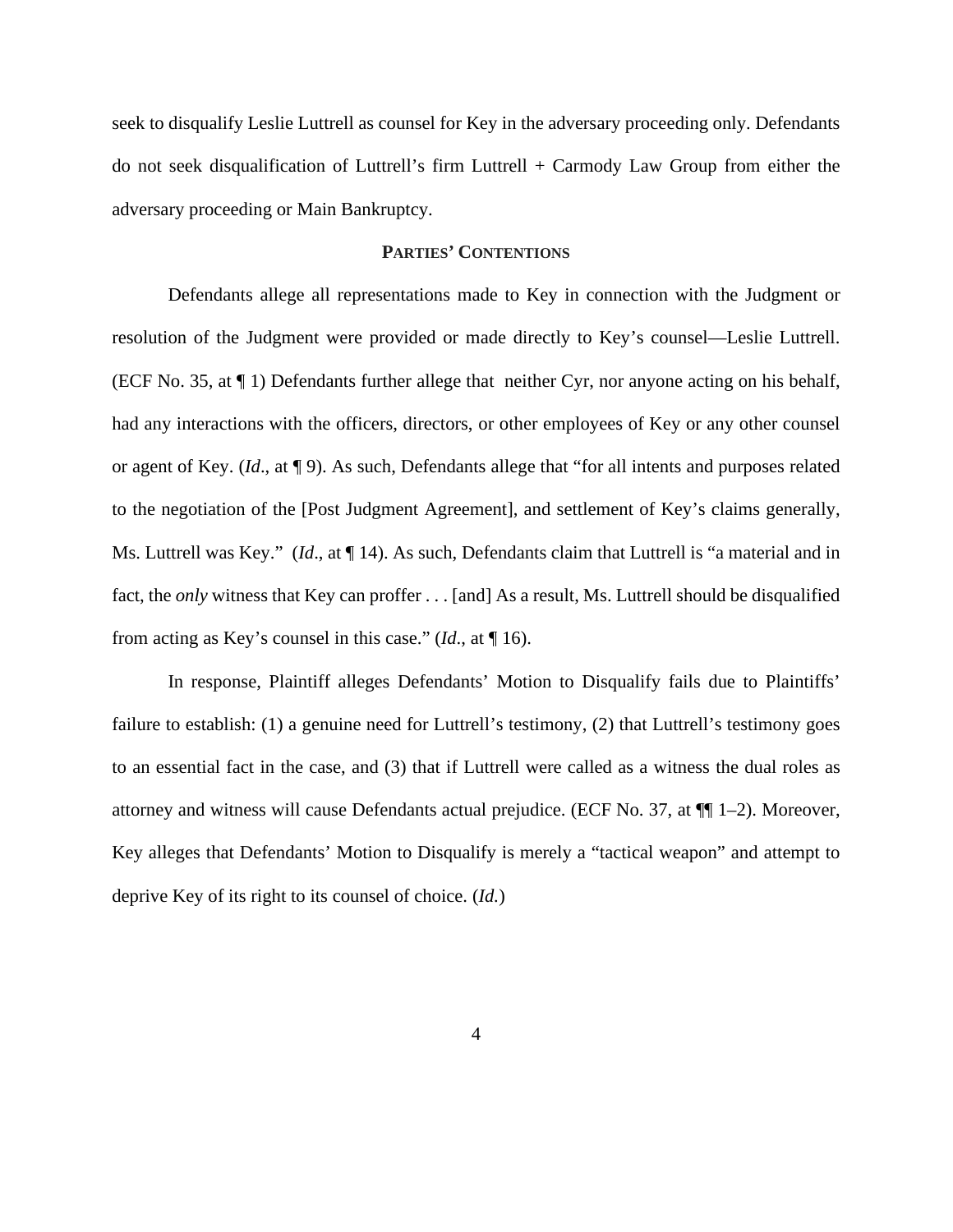seek to disqualify Leslie Luttrell as counsel for Key in the adversary proceeding only. Defendants do not seek disqualification of Luttrell's firm Luttrell + Carmody Law Group from either the adversary proceeding or Main Bankruptcy.

## PARTIES' CONTENTIONS

Defendants allege all representations made to Key in connection with the Judgment or resolution of the Judgment were provided or made directly to Key's counsel—Leslie Luttrell. (ECF No. 35, at ¶ 1) Defendants further allege that neither Cyr, nor anyone acting on his behalf, had any interactions with the officers, directors, or other employees of Key or any other counsel or agent of Key. (*Id*., at ¶ 9). As such, Defendants allege that "for all intents and purposes related to the negotiation of the [Post Judgment Agreement], and settlement of Key's claims generally, Ms. Luttrell was Key." (*Id*., at ¶ 14). As such, Defendants claim that Luttrell is "a material and in fact, the *only* witness that Key can proffer . . . [and] As a result, Ms. Luttrell should be disqualified from acting as Key's counsel in this case." (*Id*., at ¶ 16).

In response, Plaintiff alleges Defendants' Motion to Disqualify fails due to Plaintiffs' failure to establish: (1) a genuine need for Luttrell's testimony, (2) that Luttrell's testimony goes to an essential fact in the case, and (3) that if Luttrell were called as a witness the dual roles as attorney and witness will cause Defendants actual prejudice. (ECF No. 37, at ¶¶ 1–2). Moreover, Key alleges that Defendants' Motion to Disqualify is merely a "tactical weapon" and attempt to deprive Key of its right to its counsel of choice. (*Id.*)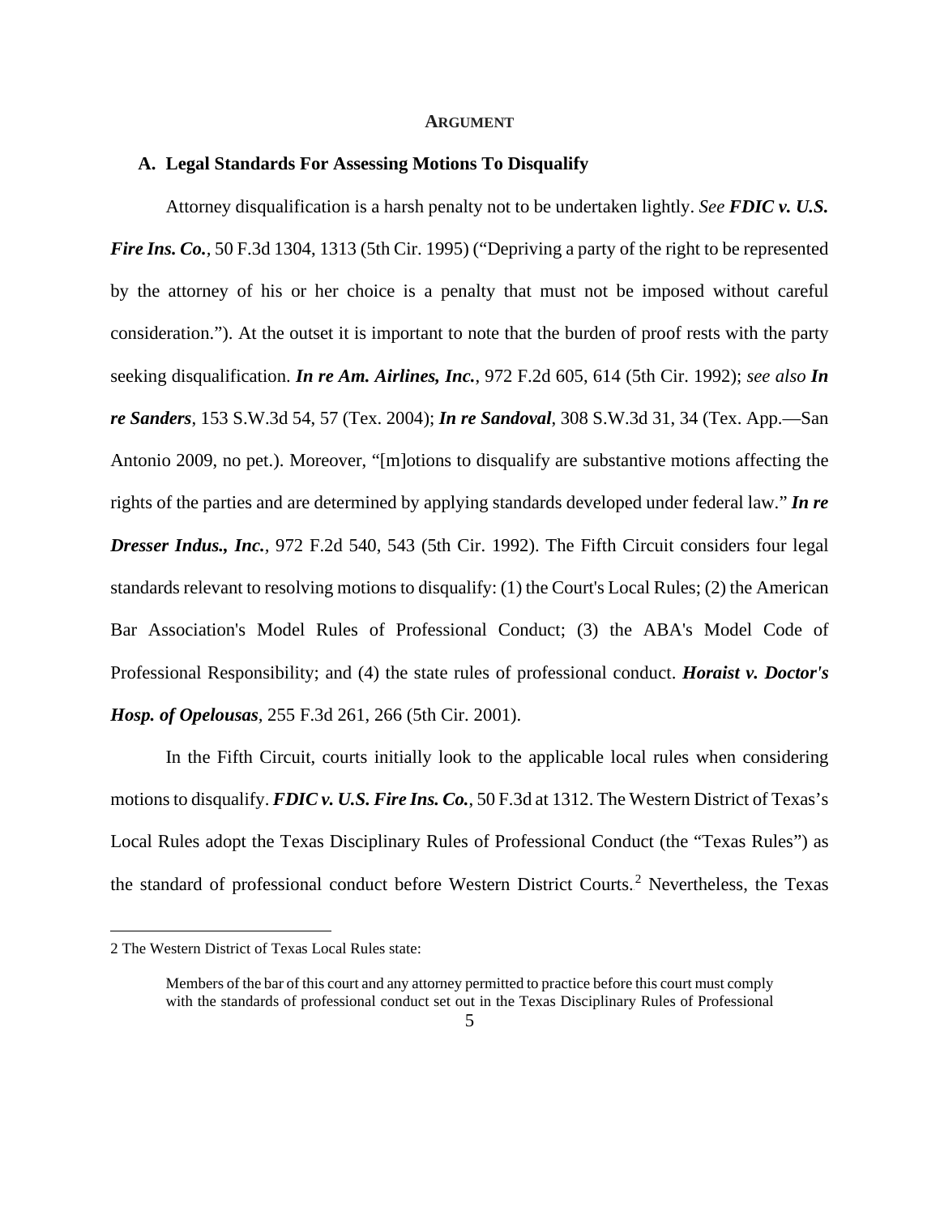**ARGUMENT**

## A. Legal Standards For Assessing Motions To Disqualify

Attorney disqualification is a harsh penalty not to be undertaken lightly. *See **FDIC v. U.S. Fire Ins. Co.**,* 50 F.3d 1304, 1313 (5th Cir. 1995) ("Depriving a party of the right to be represented by the attorney of his or her choice is a penalty that must not be imposed without careful consideration."). At the outset it is important to note that the burden of proof rests with the party seeking disqualification. ***In re Am. Airlines, Inc.***, 972 F.2d 605, 614 (5th Cir. 1992); *see also **In re Sanders***, 153 S.W.3d 54, 57 (Tex. 2004); ***In re Sandoval***, 308 S.W.3d 31, 34 (Tex. App.—San Antonio 2009, no pet.). Moreover, "[m]otions to disqualify are substantive motions affecting the rights of the parties and are determined by applying standards developed under federal law." ***In re Dresser Indus., Inc.***, 972 F.2d 540, 543 (5th Cir. 1992). The Fifth Circuit considers four legal standards relevant to resolving motions to disqualify: (1) the Court's Local Rules; (2) the American Bar Association's Model Rules of Professional Conduct; (3) the ABA's Model Code of Professional Responsibility; and (4) the state rules of professional conduct. ***Horaist v. Doctor's Hosp. of Opelousas***, 255 F.3d 261, 266 (5th Cir. 2001).

In the Fifth Circuit, courts initially look to the applicable local rules when considering motions to disqualify. ***FDIC v. U.S. Fire Ins. Co.***, 50 F.3d at 1312. The Western District of Texas's Local Rules adopt the Texas Disciplinary Rules of Professional Conduct (the "Texas Rules") as the standard of professional conduct before Western District Courts.[2] Nevertheless, the Texas

---

2 The Western District of Texas Local Rules state:

> Members of the bar of this court and any attorney permitted to practice before this court must comply with the standards of professional conduct set out in the Texas Disciplinary Rules of Professional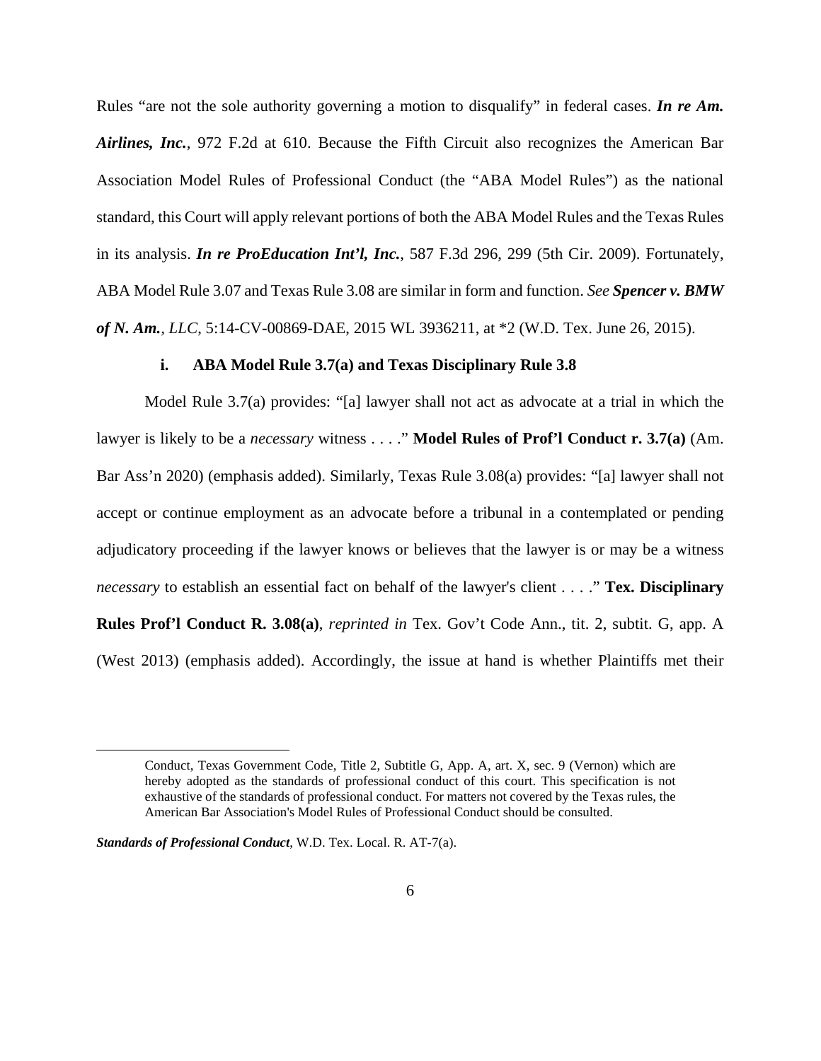Rules "are not the sole authority governing a motion to disqualify" in federal cases. ***In re Am. Airlines, Inc.***, 972 F.2d at 610. Because the Fifth Circuit also recognizes the American Bar Association Model Rules of Professional Conduct (the "ABA Model Rules") as the national standard, this Court will apply relevant portions of both the ABA Model Rules and the Texas Rules in its analysis. ***In re ProEducation Int'l, Inc.***, 587 F.3d 296, 299 (5th Cir. 2009). Fortunately, ABA Model Rule 3.07 and Texas Rule 3.08 are similar in form and function. *See* ***Spencer v. BMW of N. Am.***, *LLC*, 5:14-CV-00869-DAE, 2015 WL 3936211, at *2 (W.D. Tex. June 26, 2015).

**i. ABA Model Rule 3.7(a) and Texas Disciplinary Rule 3.8**

Model Rule 3.7(a) provides: "[a] lawyer shall not act as advocate at a trial in which the lawyer is likely to be a *necessary* witness . . . ." **Model Rules of Prof'l Conduct r. 3.7(a)** (Am. Bar Ass'n 2020) (emphasis added). Similarly, Texas Rule 3.08(a) provides: "[a] lawyer shall not accept or continue employment as an advocate before a tribunal in a contemplated or pending adjudicatory proceeding if the lawyer knows or believes that the lawyer is or may be a witness *necessary* to establish an essential fact on behalf of the lawyer's client . . . ." **Tex. Disciplinary Rules Prof'l Conduct R. 3.08(a)**, *reprinted in* Tex. Gov't Code Ann., tit. 2, subtit. G, app. A (West 2013) (emphasis added). Accordingly, the issue at hand is whether Plaintiffs met their

---

> Conduct, Texas Government Code, Title 2, Subtitle G, App. A, art. X, sec. 9 (Vernon) which are hereby adopted as the standards of professional conduct of this court. This specification is not exhaustive of the standards of professional conduct. For matters not covered by the Texas rules, the American Bar Association's Model Rules of Professional Conduct should be consulted.

***Standards of Professional Conduct***, W.D. Tex. Local. R. AT-7(a).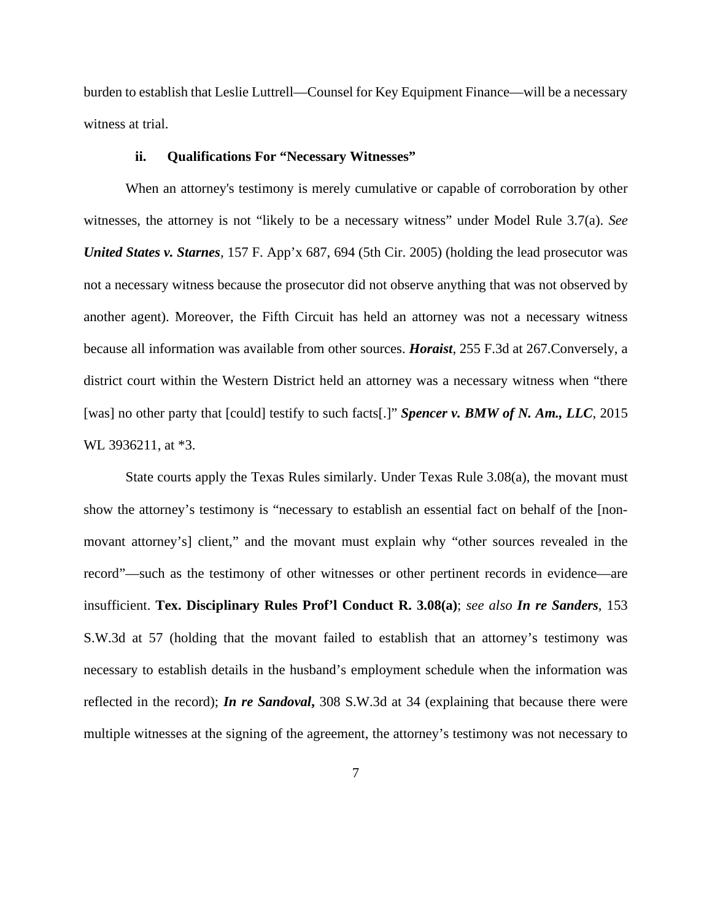burden to establish that Leslie Luttrell—Counsel for Key Equipment Finance—will be a necessary witness at trial.

### ii. Qualifications For "Necessary Witnesses"

When an attorney's testimony is merely cumulative or capable of corroboration by other witnesses, the attorney is not "likely to be a necessary witness" under Model Rule 3.7(a). *See* ***United States v. Starnes***, 157 F. App'x 687, 694 (5th Cir. 2005) (holding the lead prosecutor was not a necessary witness because the prosecutor did not observe anything that was not observed by another agent). Moreover, the Fifth Circuit has held an attorney was not a necessary witness because all information was available from other sources. ***Horaist***, 255 F.3d at 267.Conversely, a district court within the Western District held an attorney was a necessary witness when "there [was] no other party that [could] testify to such facts[.]" ***Spencer v. BMW of N. Am., LLC***, 2015 WL 3936211, at *3.

State courts apply the Texas Rules similarly. Under Texas Rule 3.08(a), the movant must show the attorney's testimony is "necessary to establish an essential fact on behalf of the [non-movant attorney's] client," and the movant must explain why "other sources revealed in the record"—such as the testimony of other witnesses or other pertinent records in evidence—are insufficient. **Tex. Disciplinary Rules Prof'l Conduct R. 3.08(a)**; *see also* ***In re Sanders***, 153 S.W.3d at 57 (holding that the movant failed to establish that an attorney's testimony was necessary to establish details in the husband's employment schedule when the information was reflected in the record); ***In re Sandoval***, 308 S.W.3d at 34 (explaining that because there were multiple witnesses at the signing of the agreement, the attorney's testimony was not necessary to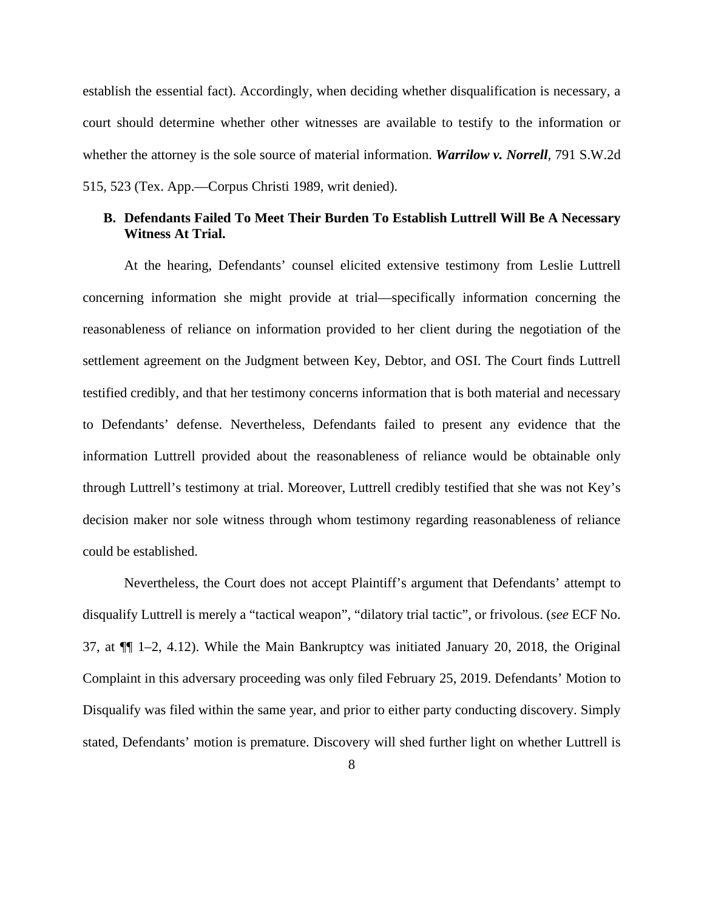establish the essential fact). Accordingly, when deciding whether disqualification is necessary, a court should determine whether other witnesses are available to testify to the information or whether the attorney is the sole source of material information. ***Warrilow v. Norrell***, 791 S.W.2d 515, 523 (Tex. App.—Corpus Christi 1989, writ denied).

### B. Defendants Failed To Meet Their Burden To Establish Luttrell Will Be A Necessary Witness At Trial.

At the hearing, Defendants' counsel elicited extensive testimony from Leslie Luttrell concerning information she might provide at trial—specifically information concerning the reasonableness of reliance on information provided to her client during the negotiation of the settlement agreement on the Judgment between Key, Debtor, and OSI. The Court finds Luttrell testified credibly, and that her testimony concerns information that is both material and necessary to Defendants' defense. Nevertheless, Defendants failed to present any evidence that the information Luttrell provided about the reasonableness of reliance would be obtainable only through Luttrell's testimony at trial. Moreover, Luttrell credibly testified that she was not Key's decision maker nor sole witness through whom testimony regarding reasonableness of reliance could be established.

Nevertheless, the Court does not accept Plaintiff's argument that Defendants' attempt to disqualify Luttrell is merely a "tactical weapon", "dilatory trial tactic", or frivolous. (*see* ECF No. 37, at ¶¶ 1–2, 4.12). While the Main Bankruptcy was initiated January 20, 2018, the Original Complaint in this adversary proceeding was only filed February 25, 2019. Defendants' Motion to Disqualify was filed within the same year, and prior to either party conducting discovery. Simply stated, Defendants' motion is premature. Discovery will shed further light on whether Luttrell is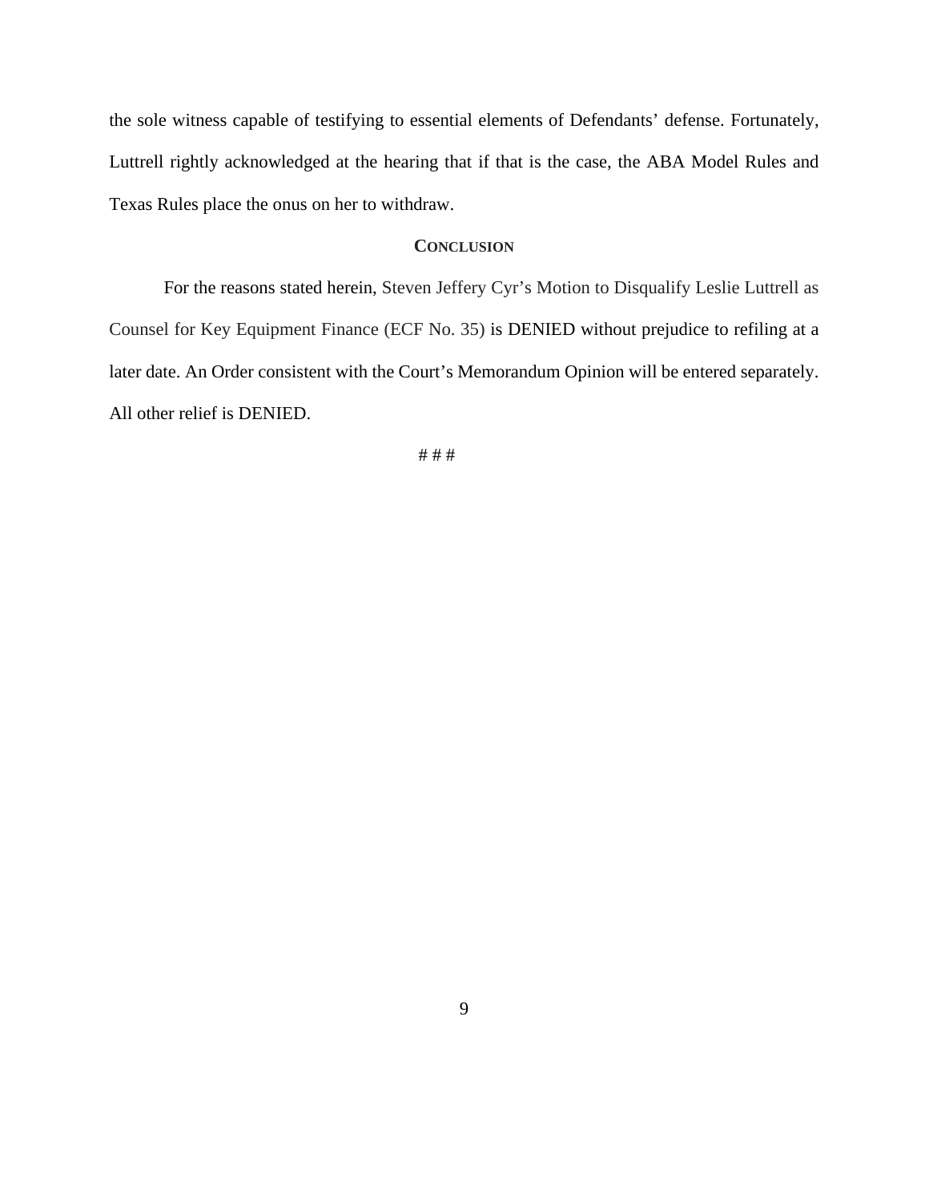the sole witness capable of testifying to essential elements of Defendants' defense. Fortunately, Luttrell rightly acknowledged at the hearing that if that is the case, the ABA Model Rules and Texas Rules place the onus on her to withdraw.

## CONCLUSION

For the reasons stated herein, Steven Jeffery Cyr's Motion to Disqualify Leslie Luttrell as Counsel for Key Equipment Finance (ECF No. 35) is DENIED without prejudice to refiling at a later date. An Order consistent with the Court's Memorandum Opinion will be entered separately. All other relief is DENIED.

# # #